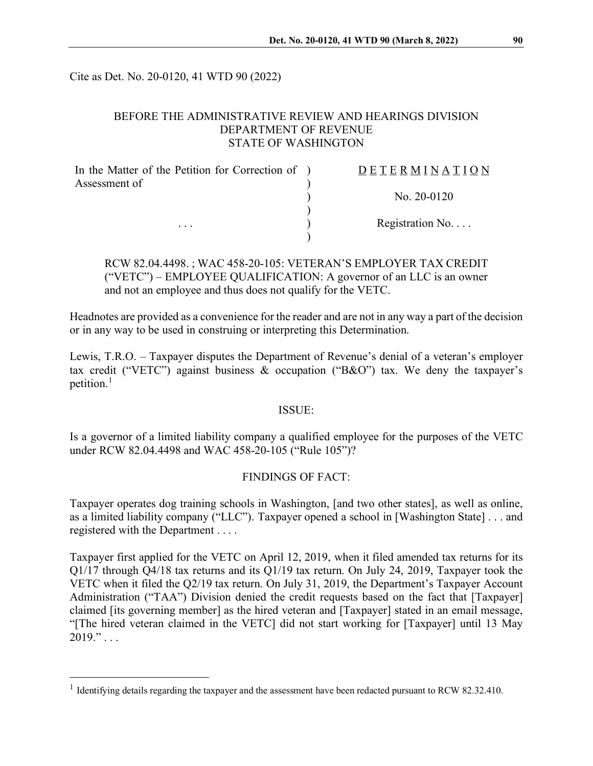Cite as Det. No. 20-0120, 41 WTD 90 (2022)

BEFORE THE ADMINISTRATIVE REVIEW AND HEARINGS DIVISION
DEPARTMENT OF REVENUE
STATE OF WASHINGTON

| | | |
|---|---|---|
| In the Matter of the Petition for Correction of Assessment of | ) | D E T E R M I N A T I O N |
| | ) | No. 20-0120 |
| . . . | ) | Registration No. . . . |

RCW 82.04.4498. ; WAC 458-20-105: VETERAN'S EMPLOYER TAX CREDIT ("VETC") – EMPLOYEE QUALIFICATION: A governor of an LLC is an owner and not an employee and thus does not qualify for the VETC.

Headnotes are provided as a convenience for the reader and are not in any way a part of the decision or in any way to be used in construing or interpreting this Determination.

Lewis, T.R.O. – Taxpayer disputes the Department of Revenue's denial of a veteran's employer tax credit ("VETC") against business & occupation ("B&O") tax. We deny the taxpayer's petition.[1]

## ISSUE:

Is a governor of a limited liability company a qualified employee for the purposes of the VETC under RCW 82.04.4498 and WAC 458-20-105 ("Rule 105")?

## FINDINGS OF FACT:

Taxpayer operates dog training schools in Washington, [and two other states], as well as online, as a limited liability company ("LLC"). Taxpayer opened a school in [Washington State] . . . and registered with the Department . . . .

Taxpayer first applied for the VETC on April 12, 2019, when it filed amended tax returns for its Q1/17 through Q4/18 tax returns and its Q1/19 tax return. On July 24, 2019, Taxpayer took the VETC when it filed the Q2/19 tax return. On July 31, 2019, the Department's Taxpayer Account Administration ("TAA") Division denied the credit requests based on the fact that [Taxpayer] claimed [its governing member] as the hired veteran and [Taxpayer] stated in an email message, "[The hired veteran claimed in the VETC] did not start working for [Taxpayer] until 13 May 2019." . . .

[1] Identifying details regarding the taxpayer and the assessment have been redacted pursuant to RCW 82.32.410.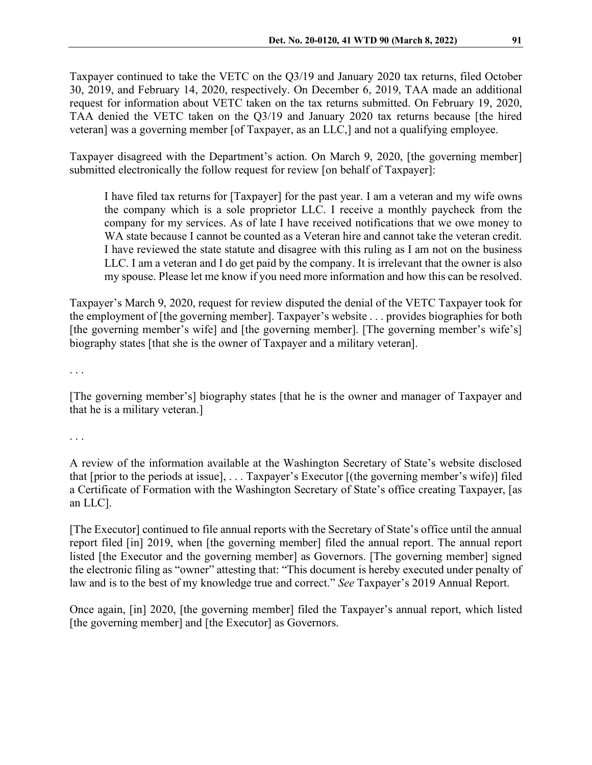Taxpayer continued to take the VETC on the Q3/19 and January 2020 tax returns, filed October 30, 2019, and February 14, 2020, respectively. On December 6, 2019, TAA made an additional request for information about VETC taken on the tax returns submitted. On February 19, 2020, TAA denied the VETC taken on the Q3/19 and January 2020 tax returns because [the hired veteran] was a governing member [of Taxpayer, as an LLC,] and not a qualifying employee.

Taxpayer disagreed with the Department's action. On March 9, 2020, [the governing member] submitted electronically the follow request for review [on behalf of Taxpayer]:

> I have filed tax returns for [Taxpayer] for the past year. I am a veteran and my wife owns the company which is a sole proprietor LLC. I receive a monthly paycheck from the company for my services. As of late I have received notifications that we owe money to WA state because I cannot be counted as a Veteran hire and cannot take the veteran credit. I have reviewed the state statute and disagree with this ruling as I am not on the business LLC. I am a veteran and I do get paid by the company. It is irrelevant that the owner is also my spouse. Please let me know if you need more information and how this can be resolved.

Taxpayer's March 9, 2020, request for review disputed the denial of the VETC Taxpayer took for the employment of [the governing member]. Taxpayer's website . . . provides biographies for both [the governing member's wife] and [the governing member]. [The governing member's wife's] biography states [that she is the owner of Taxpayer and a military veteran].

. . .

[The governing member's] biography states [that he is the owner and manager of Taxpayer and that he is a military veteran.]

. . .

A review of the information available at the Washington Secretary of State's website disclosed that [prior to the periods at issue], . . . Taxpayer's Executor [(the governing member's wife)] filed a Certificate of Formation with the Washington Secretary of State's office creating Taxpayer, [as an LLC].

[The Executor] continued to file annual reports with the Secretary of State's office until the annual report filed [in] 2019, when [the governing member] filed the annual report. The annual report listed [the Executor and the governing member] as Governors. [The governing member] signed the electronic filing as "owner" attesting that: "This document is hereby executed under penalty of law and is to the best of my knowledge true and correct." *See* Taxpayer's 2019 Annual Report.

Once again, [in] 2020, [the governing member] filed the Taxpayer's annual report, which listed [the governing member] and [the Executor] as Governors.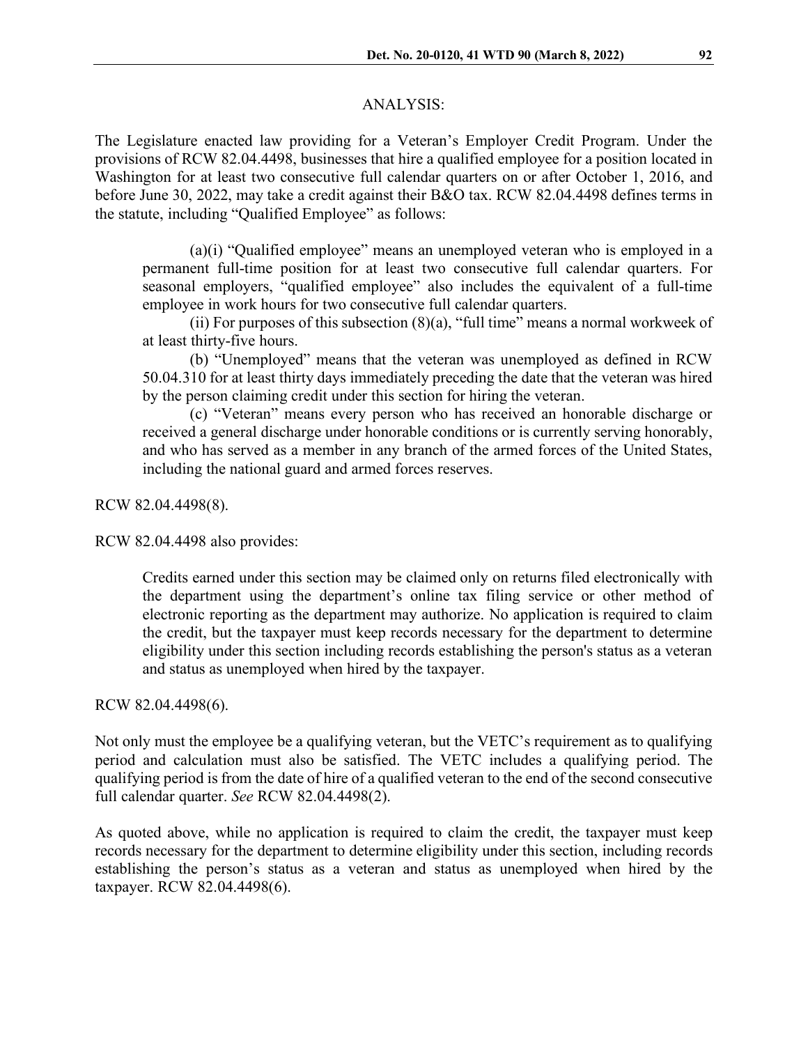## ANALYSIS:

The Legislature enacted law providing for a Veteran's Employer Credit Program. Under the provisions of RCW 82.04.4498, businesses that hire a qualified employee for a position located in Washington for at least two consecutive full calendar quarters on or after October 1, 2016, and before June 30, 2022, may take a credit against their B&O tax. RCW 82.04.4498 defines terms in the statute, including "Qualified Employee" as follows:

> (a)(i) "Qualified employee" means an unemployed veteran who is employed in a permanent full-time position for at least two consecutive full calendar quarters. For seasonal employers, "qualified employee" also includes the equivalent of a full-time employee in work hours for two consecutive full calendar quarters.
>
> (ii) For purposes of this subsection (8)(a), "full time" means a normal workweek of at least thirty-five hours.
>
> (b) "Unemployed" means that the veteran was unemployed as defined in RCW 50.04.310 for at least thirty days immediately preceding the date that the veteran was hired by the person claiming credit under this section for hiring the veteran.
>
> (c) "Veteran" means every person who has received an honorable discharge or received a general discharge under honorable conditions or is currently serving honorably, and who has served as a member in any branch of the armed forces of the United States, including the national guard and armed forces reserves.

RCW 82.04.4498(8).

RCW 82.04.4498 also provides:

> Credits earned under this section may be claimed only on returns filed electronically with the department using the department's online tax filing service or other method of electronic reporting as the department may authorize. No application is required to claim the credit, but the taxpayer must keep records necessary for the department to determine eligibility under this section including records establishing the person's status as a veteran and status as unemployed when hired by the taxpayer.

RCW 82.04.4498(6).

Not only must the employee be a qualifying veteran, but the VETC's requirement as to qualifying period and calculation must also be satisfied. The VETC includes a qualifying period. The qualifying period is from the date of hire of a qualified veteran to the end of the second consecutive full calendar quarter. *See* RCW 82.04.4498(2).

As quoted above, while no application is required to claim the credit, the taxpayer must keep records necessary for the department to determine eligibility under this section, including records establishing the person's status as a veteran and status as unemployed when hired by the taxpayer. RCW 82.04.4498(6).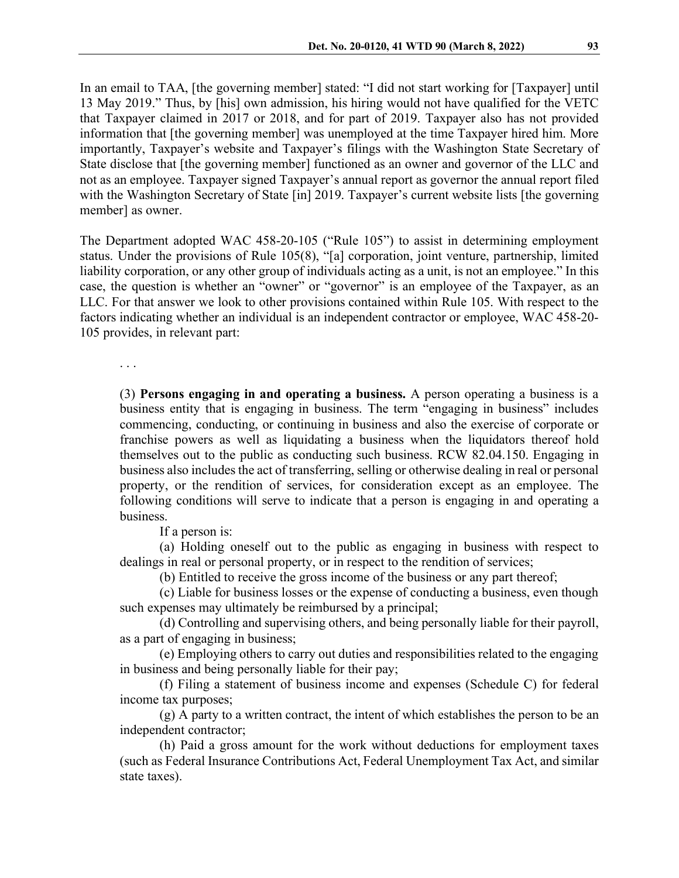In an email to TAA, [the governing member] stated: "I did not start working for [Taxpayer] until 13 May 2019." Thus, by [his] own admission, his hiring would not have qualified for the VETC that Taxpayer claimed in 2017 or 2018, and for part of 2019. Taxpayer also has not provided information that [the governing member] was unemployed at the time Taxpayer hired him. More importantly, Taxpayer's website and Taxpayer's filings with the Washington State Secretary of State disclose that [the governing member] functioned as an owner and governor of the LLC and not as an employee. Taxpayer signed Taxpayer's annual report as governor the annual report filed with the Washington Secretary of State [in] 2019. Taxpayer's current website lists [the governing member] as owner.

The Department adopted WAC 458-20-105 ("Rule 105") to assist in determining employment status. Under the provisions of Rule 105(8), "[a] corporation, joint venture, partnership, limited liability corporation, or any other group of individuals acting as a unit, is not an employee." In this case, the question is whether an "owner" or "governor" is an employee of the Taxpayer, as an LLC. For that answer we look to other provisions contained within Rule 105. With respect to the factors indicating whether an individual is an independent contractor or employee, WAC 458-20-105 provides, in relevant part:

> . . .
>
> (3) **Persons engaging in and operating a business.** A person operating a business is a business entity that is engaging in business. The term "engaging in business" includes commencing, conducting, or continuing in business and also the exercise of corporate or franchise powers as well as liquidating a business when the liquidators thereof hold themselves out to the public as conducting such business. RCW 82.04.150. Engaging in business also includes the act of transferring, selling or otherwise dealing in real or personal property, or the rendition of services, for consideration except as an employee. The following conditions will serve to indicate that a person is engaging in and operating a business.
>
> If a person is:
>
> (a) Holding oneself out to the public as engaging in business with respect to dealings in real or personal property, or in respect to the rendition of services;
>
> (b) Entitled to receive the gross income of the business or any part thereof;
>
> (c) Liable for business losses or the expense of conducting a business, even though such expenses may ultimately be reimbursed by a principal;
>
> (d) Controlling and supervising others, and being personally liable for their payroll, as a part of engaging in business;
>
> (e) Employing others to carry out duties and responsibilities related to the engaging in business and being personally liable for their pay;
>
> (f) Filing a statement of business income and expenses (Schedule C) for federal income tax purposes;
>
> (g) A party to a written contract, the intent of which establishes the person to be an independent contractor;
>
> (h) Paid a gross amount for the work without deductions for employment taxes (such as Federal Insurance Contributions Act, Federal Unemployment Tax Act, and similar state taxes).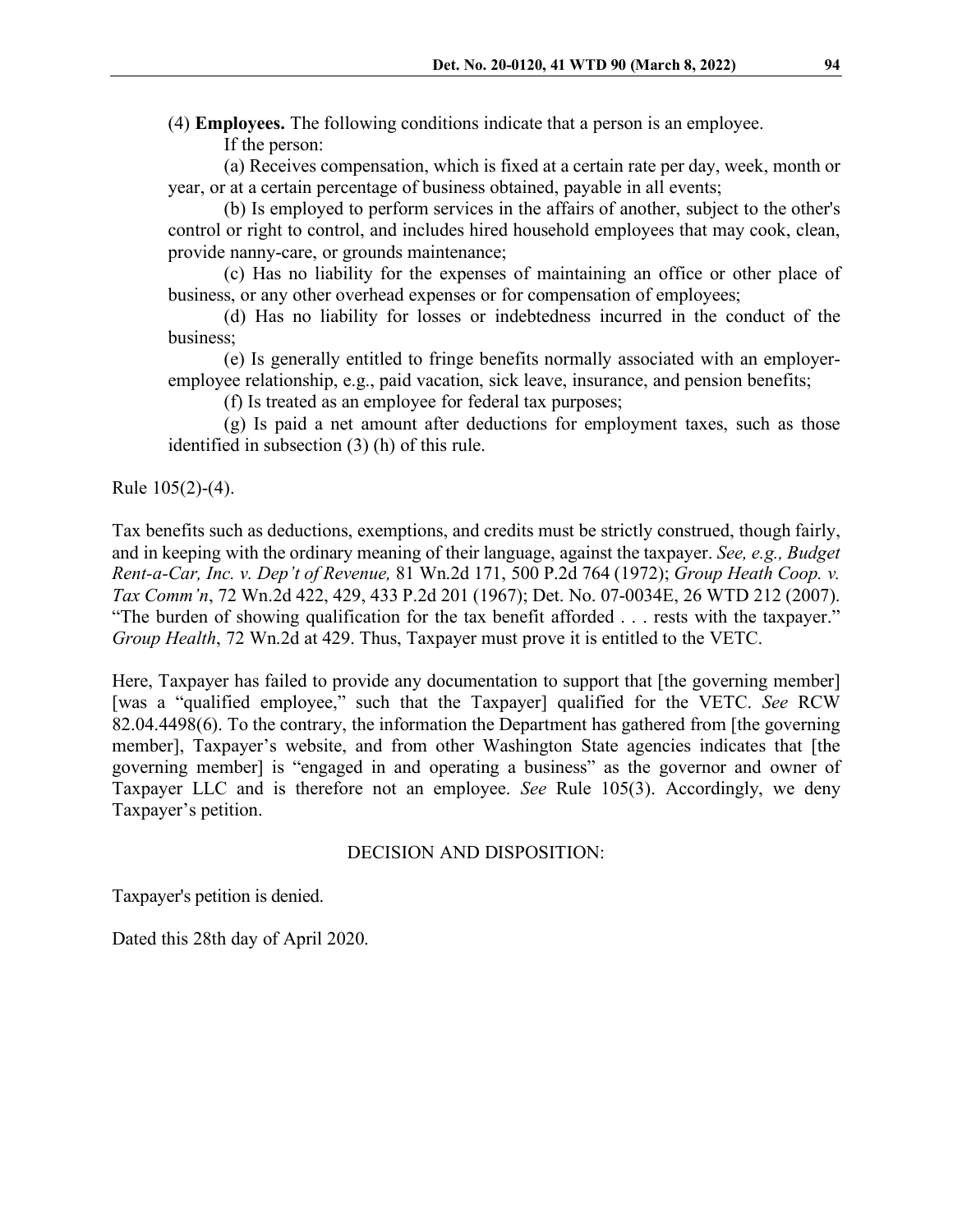(4) **Employees.** The following conditions indicate that a person is an employee.

If the person:

(a) Receives compensation, which is fixed at a certain rate per day, week, month or year, or at a certain percentage of business obtained, payable in all events;

(b) Is employed to perform services in the affairs of another, subject to the other's control or right to control, and includes hired household employees that may cook, clean, provide nanny-care, or grounds maintenance;

(c) Has no liability for the expenses of maintaining an office or other place of business, or any other overhead expenses or for compensation of employees;

(d) Has no liability for losses or indebtedness incurred in the conduct of the business;

(e) Is generally entitled to fringe benefits normally associated with an employer-employee relationship, e.g., paid vacation, sick leave, insurance, and pension benefits;

(f) Is treated as an employee for federal tax purposes;

(g) Is paid a net amount after deductions for employment taxes, such as those identified in subsection (3) (h) of this rule.

Rule 105(2)-(4).

Tax benefits such as deductions, exemptions, and credits must be strictly construed, though fairly, and in keeping with the ordinary meaning of their language, against the taxpayer. *See, e.g., Budget Rent-a-Car, Inc. v. Dep't of Revenue,* 81 Wn.2d 171, 500 P.2d 764 (1972); *Group Heath Coop. v. Tax Comm'n*, 72 Wn.2d 422, 429, 433 P.2d 201 (1967); Det. No. 07-0034E, 26 WTD 212 (2007). "The burden of showing qualification for the tax benefit afforded . . . rests with the taxpayer." *Group Health*, 72 Wn.2d at 429. Thus, Taxpayer must prove it is entitled to the VETC.

Here, Taxpayer has failed to provide any documentation to support that [the governing member] [was a "qualified employee," such that the Taxpayer] qualified for the VETC. *See* RCW 82.04.4498(6). To the contrary, the information the Department has gathered from [the governing member], Taxpayer's website, and from other Washington State agencies indicates that [the governing member] is "engaged in and operating a business" as the governor and owner of Taxpayer LLC and is therefore not an employee. *See* Rule 105(3). Accordingly, we deny Taxpayer's petition.

## DECISION AND DISPOSITION:

Taxpayer's petition is denied.

Dated this 28th day of April 2020.